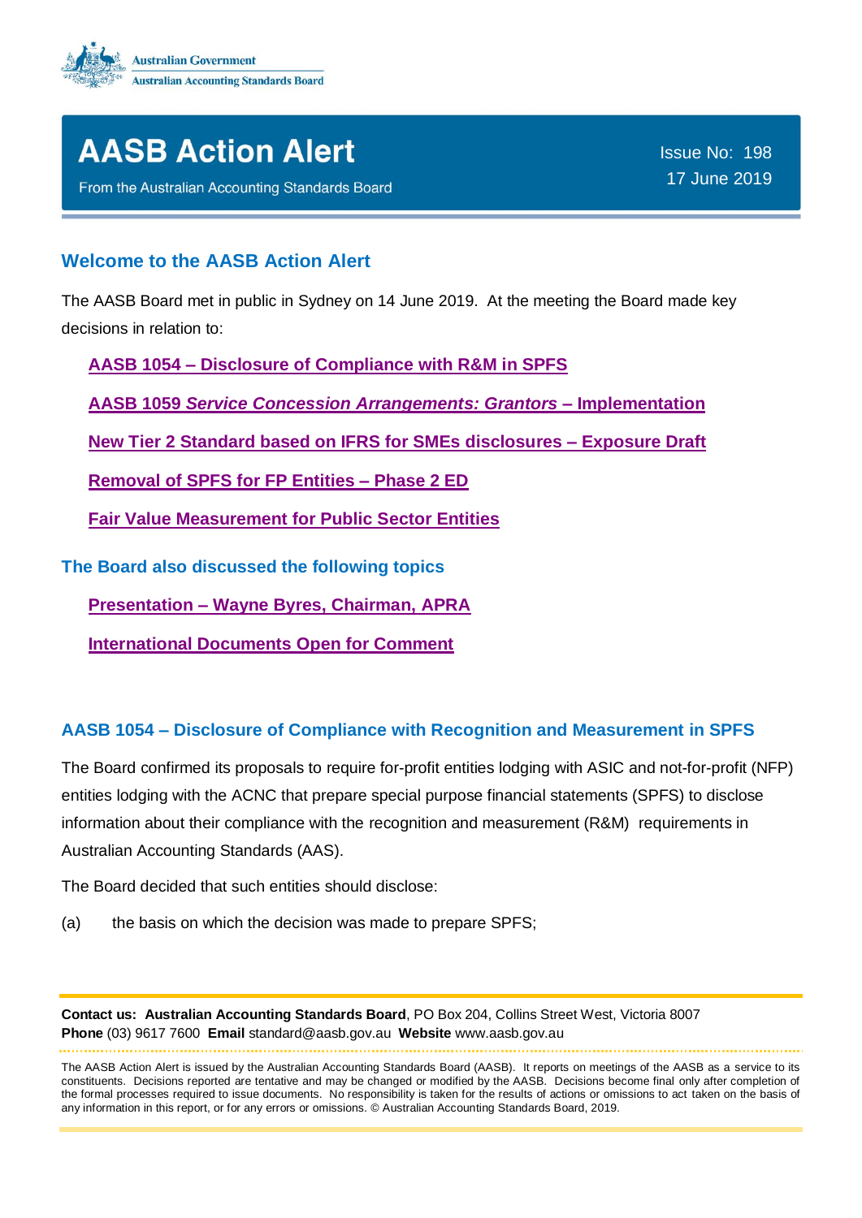Australian Government
Australian Accounting Standards Board

# AASB Action Alert

From the Australian Accounting Standards Board

Issue No: 198
17 June 2019

## Welcome to the AASB Action Alert

The AASB Board met in public in Sydney on 14 June 2019. At the meeting the Board made key decisions in relation to:

- **AASB 1054 – Disclosure of Compliance with R&M in SPFS**
- **AASB 1059 *Service Concession Arrangements: Grantors* – Implementation**
- **New Tier 2 Standard based on IFRS for SMEs disclosures – Exposure Draft**
- **Removal of SPFS for FP Entities – Phase 2 ED**
- **Fair Value Measurement for Public Sector Entities**

## The Board also discussed the following topics

- **Presentation – Wayne Byres, Chairman, APRA**
- **International Documents Open for Comment**

## AASB 1054 – Disclosure of Compliance with Recognition and Measurement in SPFS

The Board confirmed its proposals to require for-profit entities lodging with ASIC and not-for-profit (NFP) entities lodging with the ACNC that prepare special purpose financial statements (SPFS) to disclose information about their compliance with the recognition and measurement (R&M) requirements in Australian Accounting Standards (AAS).

The Board decided that such entities should disclose:

(a) the basis on which the decision was made to prepare SPFS;

**Contact us: Australian Accounting Standards Board**, PO Box 204, Collins Street West, Victoria 8007
**Phone** (03) 9617 7600 **Email** standard@aasb.gov.au **Website** www.aasb.gov.au

The AASB Action Alert is issued by the Australian Accounting Standards Board (AASB). It reports on meetings of the AASB as a service to its constituents. Decisions reported are tentative and may be changed or modified by the AASB. Decisions become final only after completion of the formal processes required to issue documents. No responsibility is taken for the results of actions or omissions to act taken on the basis of any information in this report, or for any errors or omissions. © Australian Accounting Standards Board, 2019.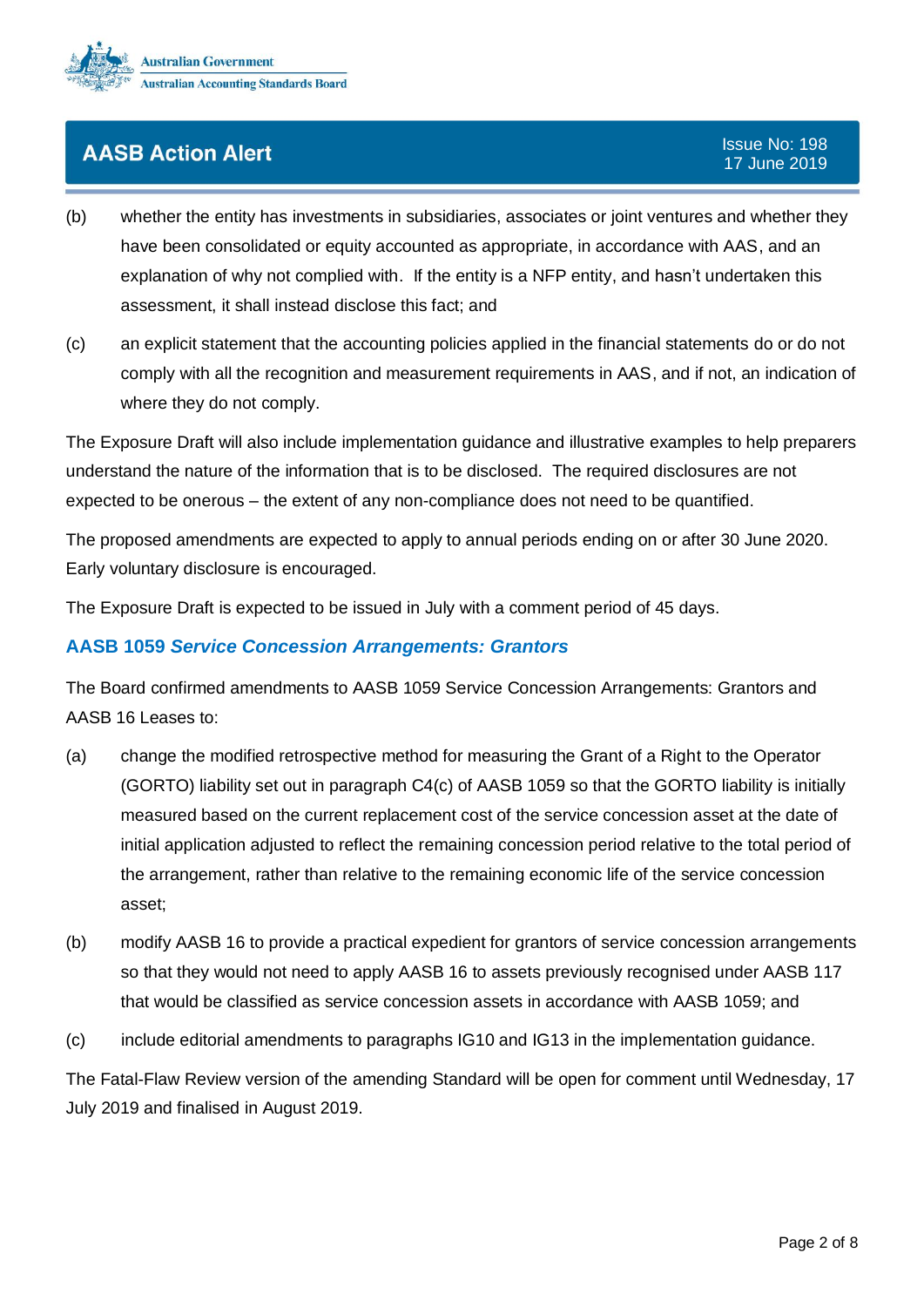(b) whether the entity has investments in subsidiaries, associates or joint ventures and whether they have been consolidated or equity accounted as appropriate, in accordance with AAS, and an explanation of why not complied with. If the entity is a NFP entity, and hasn't undertaken this assessment, it shall instead disclose this fact; and

(c) an explicit statement that the accounting policies applied in the financial statements do or do not comply with all the recognition and measurement requirements in AAS, and if not, an indication of where they do not comply.

The Exposure Draft will also include implementation guidance and illustrative examples to help preparers understand the nature of the information that is to be disclosed. The required disclosures are not expected to be onerous – the extent of any non-compliance does not need to be quantified.

The proposed amendments are expected to apply to annual periods ending on or after 30 June 2020. Early voluntary disclosure is encouraged.

The Exposure Draft is expected to be issued in July with a comment period of 45 days.

## AASB 1059 *Service Concession Arrangements: Grantors*

The Board confirmed amendments to AASB 1059 Service Concession Arrangements: Grantors and AASB 16 Leases to:

(a) change the modified retrospective method for measuring the Grant of a Right to the Operator (GORTO) liability set out in paragraph C4(c) of AASB 1059 so that the GORTO liability is initially measured based on the current replacement cost of the service concession asset at the date of initial application adjusted to reflect the remaining concession period relative to the total period of the arrangement, rather than relative to the remaining economic life of the service concession asset;

(b) modify AASB 16 to provide a practical expedient for grantors of service concession arrangements so that they would not need to apply AASB 16 to assets previously recognised under AASB 117 that would be classified as service concession assets in accordance with AASB 1059; and

(c) include editorial amendments to paragraphs IG10 and IG13 in the implementation guidance.

The Fatal-Flaw Review version of the amending Standard will be open for comment until Wednesday, 17 July 2019 and finalised in August 2019.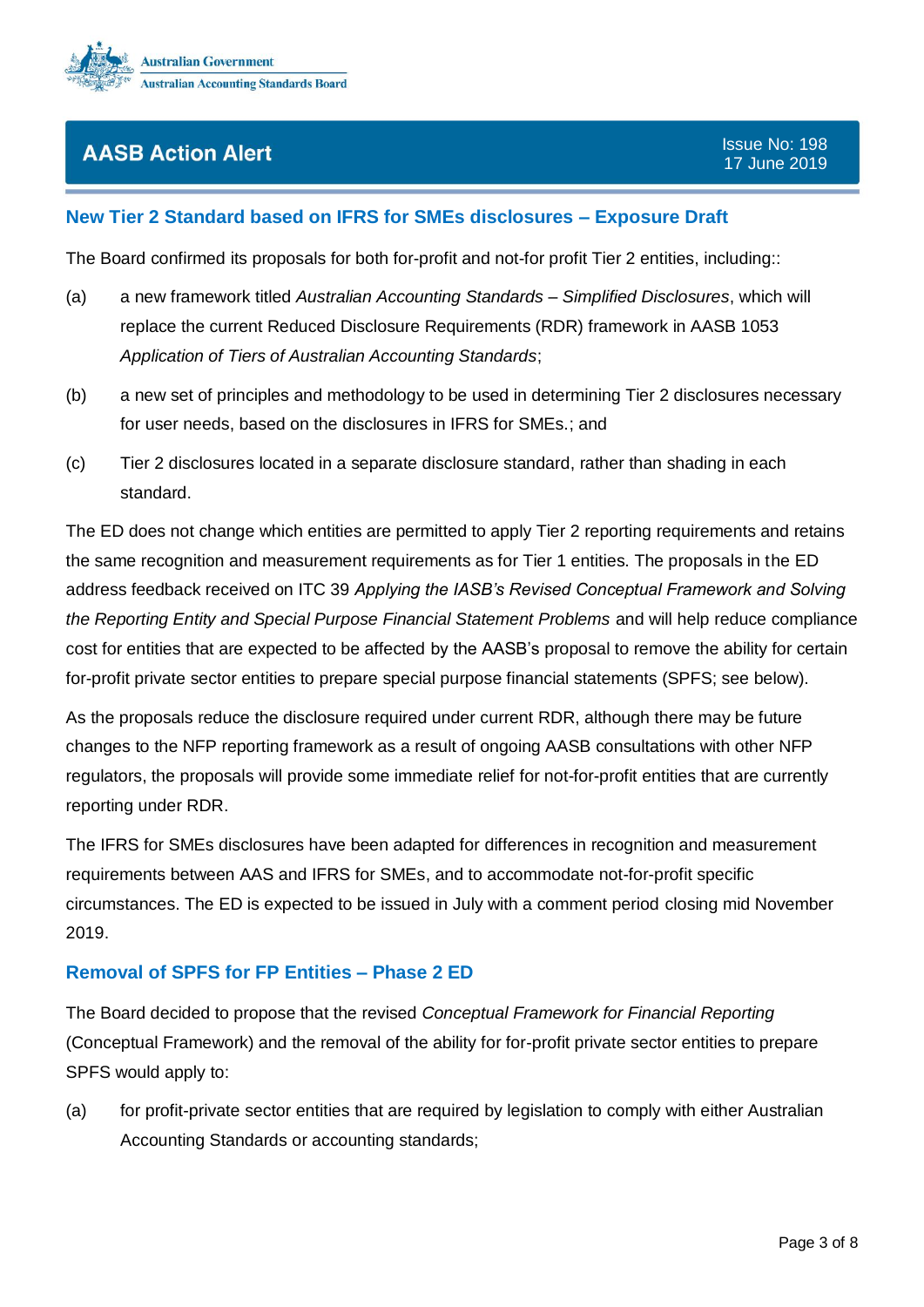## New Tier 2 Standard based on IFRS for SMEs disclosures – Exposure Draft

The Board confirmed its proposals for both for-profit and not-for profit Tier 2 entities, including::

(a) a new framework titled *Australian Accounting Standards – Simplified Disclosures*, which will replace the current Reduced Disclosure Requirements (RDR) framework in AASB 1053 *Application of Tiers of Australian Accounting Standards*;

(b) a new set of principles and methodology to be used in determining Tier 2 disclosures necessary for user needs, based on the disclosures in IFRS for SMEs.; and

(c) Tier 2 disclosures located in a separate disclosure standard, rather than shading in each standard.

The ED does not change which entities are permitted to apply Tier 2 reporting requirements and retains the same recognition and measurement requirements as for Tier 1 entities. The proposals in the ED address feedback received on ITC 39 *Applying the IASB's Revised Conceptual Framework and Solving the Reporting Entity and Special Purpose Financial Statement Problems* and will help reduce compliance cost for entities that are expected to be affected by the AASB's proposal to remove the ability for certain for-profit private sector entities to prepare special purpose financial statements (SPFS; see below).

As the proposals reduce the disclosure required under current RDR, although there may be future changes to the NFP reporting framework as a result of ongoing AASB consultations with other NFP regulators, the proposals will provide some immediate relief for not-for-profit entities that are currently reporting under RDR.

The IFRS for SMEs disclosures have been adapted for differences in recognition and measurement requirements between AAS and IFRS for SMEs, and to accommodate not-for-profit specific circumstances. The ED is expected to be issued in July with a comment period closing mid November 2019.

## Removal of SPFS for FP Entities – Phase 2 ED

The Board decided to propose that the revised *Conceptual Framework for Financial Reporting* (Conceptual Framework) and the removal of the ability for for-profit private sector entities to prepare SPFS would apply to:

(a) for profit-private sector entities that are required by legislation to comply with either Australian Accounting Standards or accounting standards;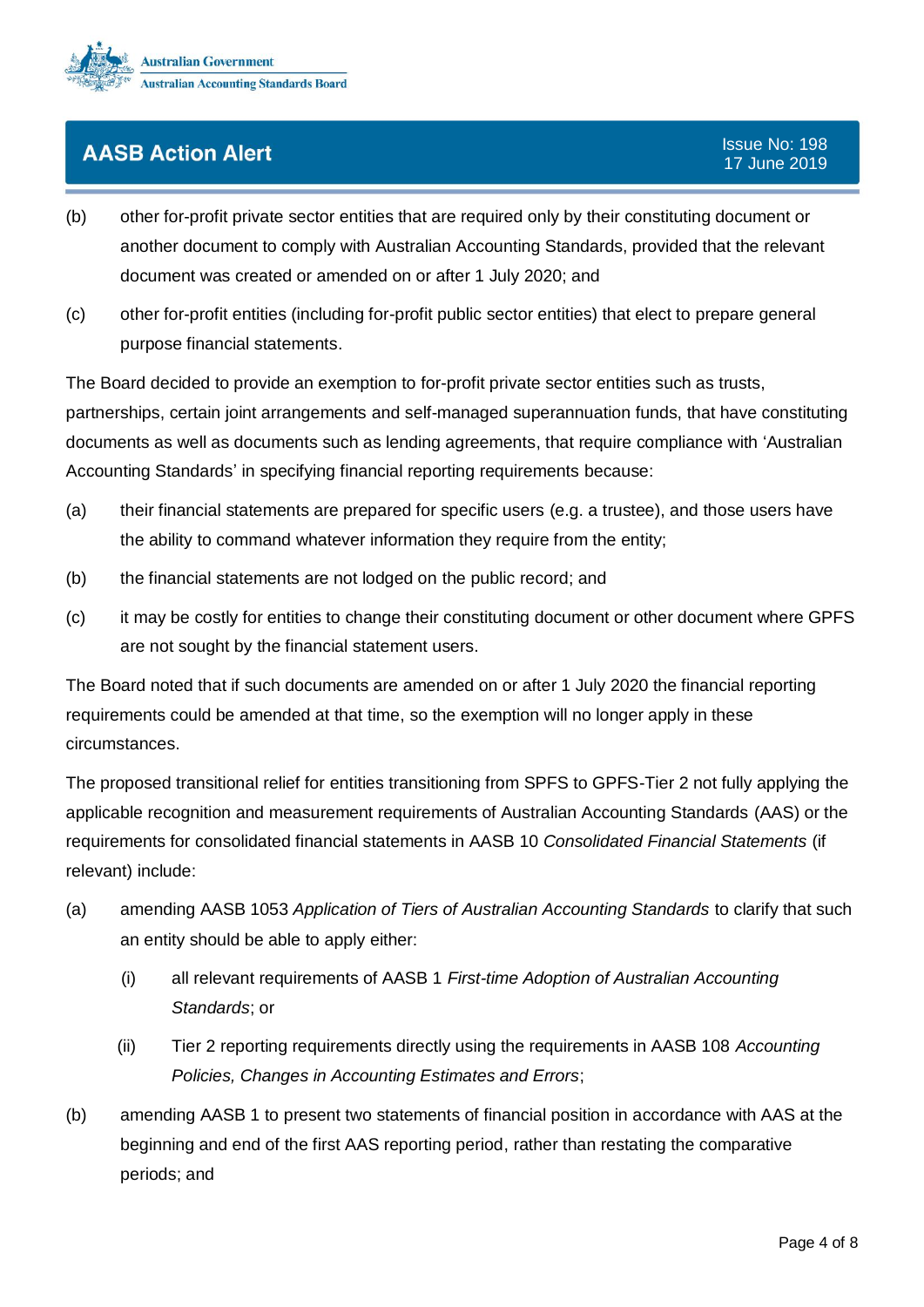(b) other for-profit private sector entities that are required only by their constituting document or another document to comply with Australian Accounting Standards, provided that the relevant document was created or amended on or after 1 July 2020; and

(c) other for-profit entities (including for-profit public sector entities) that elect to prepare general purpose financial statements.

The Board decided to provide an exemption to for-profit private sector entities such as trusts, partnerships, certain joint arrangements and self-managed superannuation funds, that have constituting documents as well as documents such as lending agreements, that require compliance with 'Australian Accounting Standards' in specifying financial reporting requirements because:

(a) their financial statements are prepared for specific users (e.g. a trustee), and those users have the ability to command whatever information they require from the entity;

(b) the financial statements are not lodged on the public record; and

(c) it may be costly for entities to change their constituting document or other document where GPFS are not sought by the financial statement users.

The Board noted that if such documents are amended on or after 1 July 2020 the financial reporting requirements could be amended at that time, so the exemption will no longer apply in these circumstances.

The proposed transitional relief for entities transitioning from SPFS to GPFS-Tier 2 not fully applying the applicable recognition and measurement requirements of Australian Accounting Standards (AAS) or the requirements for consolidated financial statements in AASB 10 *Consolidated Financial Statements* (if relevant) include:

(a) amending AASB 1053 *Application of Tiers of Australian Accounting Standards* to clarify that such an entity should be able to apply either:

    (i) all relevant requirements of AASB 1 *First-time Adoption of Australian Accounting Standards*; or

    (ii) Tier 2 reporting requirements directly using the requirements in AASB 108 *Accounting Policies, Changes in Accounting Estimates and Errors*;

(b) amending AASB 1 to present two statements of financial position in accordance with AAS at the beginning and end of the first AAS reporting period, rather than restating the comparative periods; and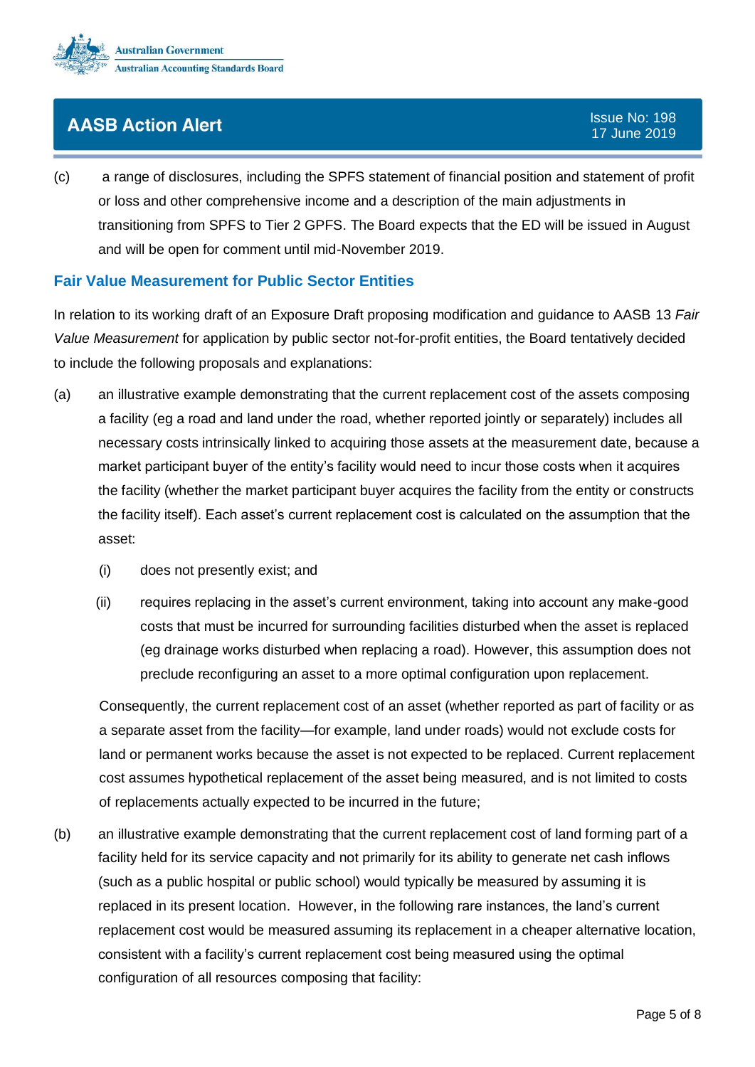(c) a range of disclosures, including the SPFS statement of financial position and statement of profit or loss and other comprehensive income and a description of the main adjustments in transitioning from SPFS to Tier 2 GPFS. The Board expects that the ED will be issued in August and will be open for comment until mid-November 2019.

## Fair Value Measurement for Public Sector Entities

In relation to its working draft of an Exposure Draft proposing modification and guidance to AASB 13 *Fair Value Measurement* for application by public sector not-for-profit entities, the Board tentatively decided to include the following proposals and explanations:

(a) an illustrative example demonstrating that the current replacement cost of the assets composing a facility (eg a road and land under the road, whether reported jointly or separately) includes all necessary costs intrinsically linked to acquiring those assets at the measurement date, because a market participant buyer of the entity's facility would need to incur those costs when it acquires the facility (whether the market participant buyer acquires the facility from the entity or constructs the facility itself). Each asset's current replacement cost is calculated on the assumption that the asset:

   (i) does not presently exist; and

   (ii) requires replacing in the asset's current environment, taking into account any make-good costs that must be incurred for surrounding facilities disturbed when the asset is replaced (eg drainage works disturbed when replacing a road). However, this assumption does not preclude reconfiguring an asset to a more optimal configuration upon replacement.

   Consequently, the current replacement cost of an asset (whether reported as part of facility or as a separate asset from the facility—for example, land under roads) would not exclude costs for land or permanent works because the asset is not expected to be replaced. Current replacement cost assumes hypothetical replacement of the asset being measured, and is not limited to costs of replacements actually expected to be incurred in the future;

(b) an illustrative example demonstrating that the current replacement cost of land forming part of a facility held for its service capacity and not primarily for its ability to generate net cash inflows (such as a public hospital or public school) would typically be measured by assuming it is replaced in its present location. However, in the following rare instances, the land's current replacement cost would be measured assuming its replacement in a cheaper alternative location, consistent with a facility's current replacement cost being measured using the optimal configuration of all resources composing that facility: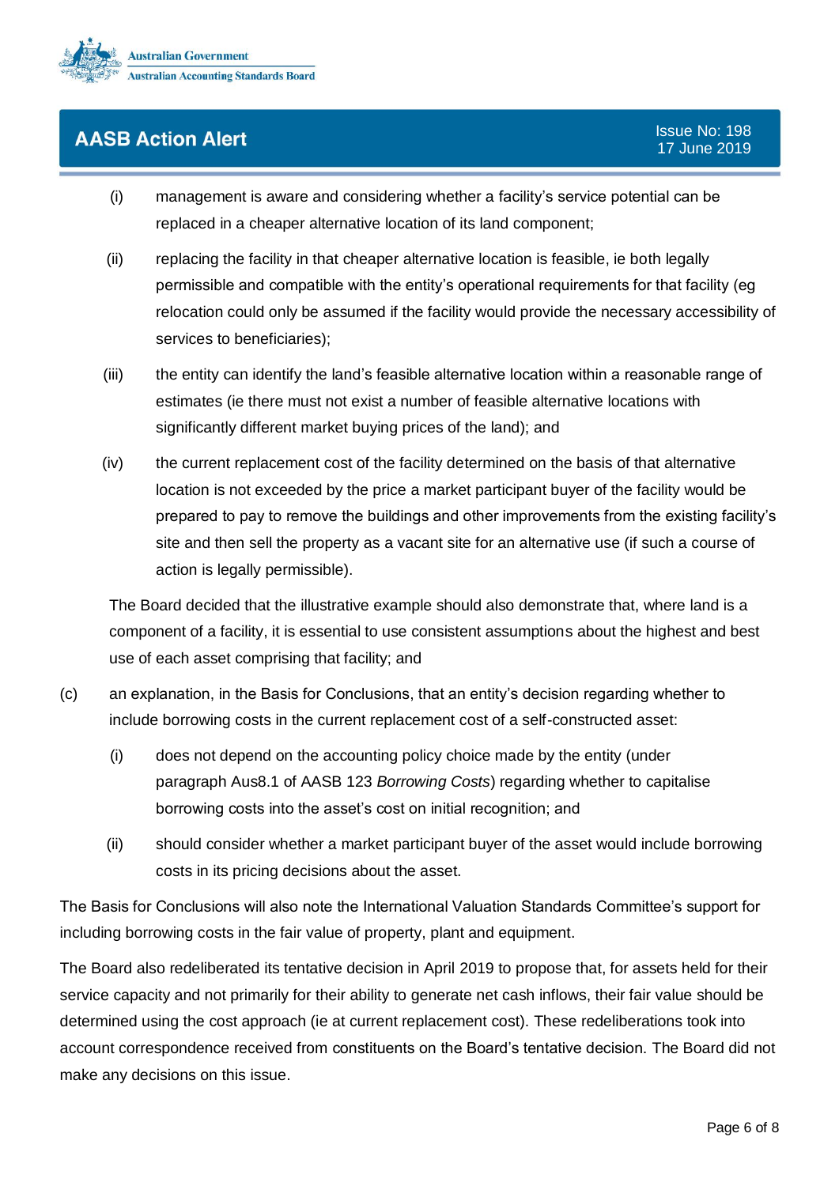(i) management is aware and considering whether a facility's service potential can be replaced in a cheaper alternative location of its land component;

(ii) replacing the facility in that cheaper alternative location is feasible, ie both legally permissible and compatible with the entity's operational requirements for that facility (eg relocation could only be assumed if the facility would provide the necessary accessibility of services to beneficiaries);

(iii) the entity can identify the land's feasible alternative location within a reasonable range of estimates (ie there must not exist a number of feasible alternative locations with significantly different market buying prices of the land); and

(iv) the current replacement cost of the facility determined on the basis of that alternative location is not exceeded by the price a market participant buyer of the facility would be prepared to pay to remove the buildings and other improvements from the existing facility's site and then sell the property as a vacant site for an alternative use (if such a course of action is legally permissible).

The Board decided that the illustrative example should also demonstrate that, where land is a component of a facility, it is essential to use consistent assumptions about the highest and best use of each asset comprising that facility; and

(c) an explanation, in the Basis for Conclusions, that an entity's decision regarding whether to include borrowing costs in the current replacement cost of a self-constructed asset:

(i) does not depend on the accounting policy choice made by the entity (under paragraph Aus8.1 of AASB 123 *Borrowing Costs*) regarding whether to capitalise borrowing costs into the asset's cost on initial recognition; and

(ii) should consider whether a market participant buyer of the asset would include borrowing costs in its pricing decisions about the asset.

The Basis for Conclusions will also note the International Valuation Standards Committee's support for including borrowing costs in the fair value of property, plant and equipment.

The Board also redeliberated its tentative decision in April 2019 to propose that, for assets held for their service capacity and not primarily for their ability to generate net cash inflows, their fair value should be determined using the cost approach (ie at current replacement cost). These redeliberations took into account correspondence received from constituents on the Board's tentative decision. The Board did not make any decisions on this issue.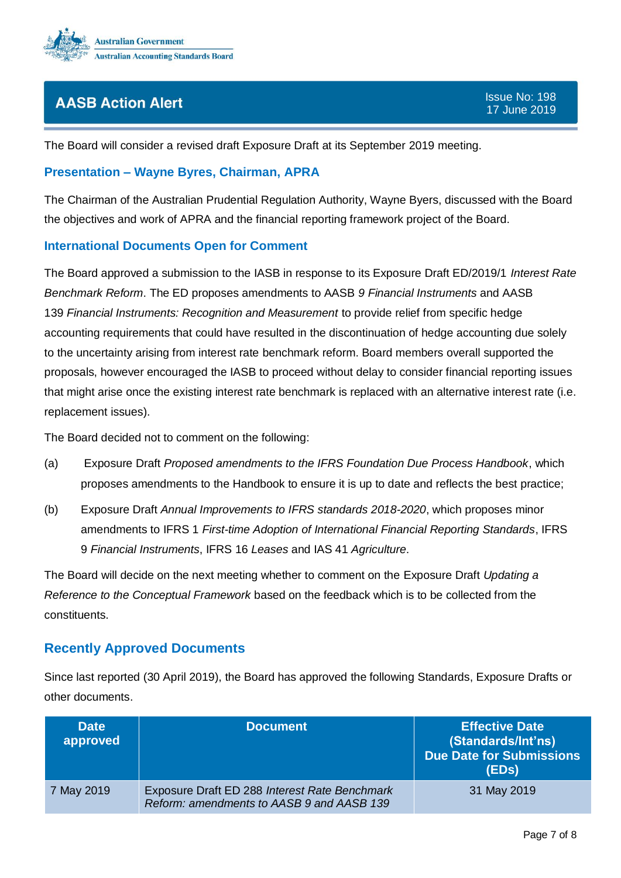The Board will consider a revised draft Exposure Draft at its September 2019 meeting.

## Presentation – Wayne Byres, Chairman, APRA

The Chairman of the Australian Prudential Regulation Authority, Wayne Byers, discussed with the Board the objectives and work of APRA and the financial reporting framework project of the Board.

## International Documents Open for Comment

The Board approved a submission to the IASB in response to its Exposure Draft ED/2019/1 *Interest Rate Benchmark Reform*. The ED proposes amendments to AASB *9 Financial Instruments* and AASB 139 *Financial Instruments: Recognition and Measurement* to provide relief from specific hedge accounting requirements that could have resulted in the discontinuation of hedge accounting due solely to the uncertainty arising from interest rate benchmark reform. Board members overall supported the proposals, however encouraged the IASB to proceed without delay to consider financial reporting issues that might arise once the existing interest rate benchmark is replaced with an alternative interest rate (i.e. replacement issues).

The Board decided not to comment on the following:

(a) Exposure Draft *Proposed amendments to the IFRS Foundation Due Process Handbook*, which proposes amendments to the Handbook to ensure it is up to date and reflects the best practice;

(b) Exposure Draft *Annual Improvements to IFRS standards 2018-2020*, which proposes minor amendments to IFRS 1 *First-time Adoption of International Financial Reporting Standards*, IFRS 9 *Financial Instruments*, IFRS 16 *Leases* and IAS 41 *Agriculture*.

The Board will decide on the next meeting whether to comment on the Exposure Draft *Updating a Reference to the Conceptual Framework* based on the feedback which is to be collected from the constituents.

## Recently Approved Documents

Since last reported (30 April 2019), the Board has approved the following Standards, Exposure Drafts or other documents.

| Date approved | Document | Effective Date (Standards/Int'ns) Due Date for Submissions (EDs) |
|---|---|---|
| 7 May 2019 | Exposure Draft ED 288 *Interest Rate Benchmark Reform: amendments to AASB 9 and AASB 139* | 31 May 2019 |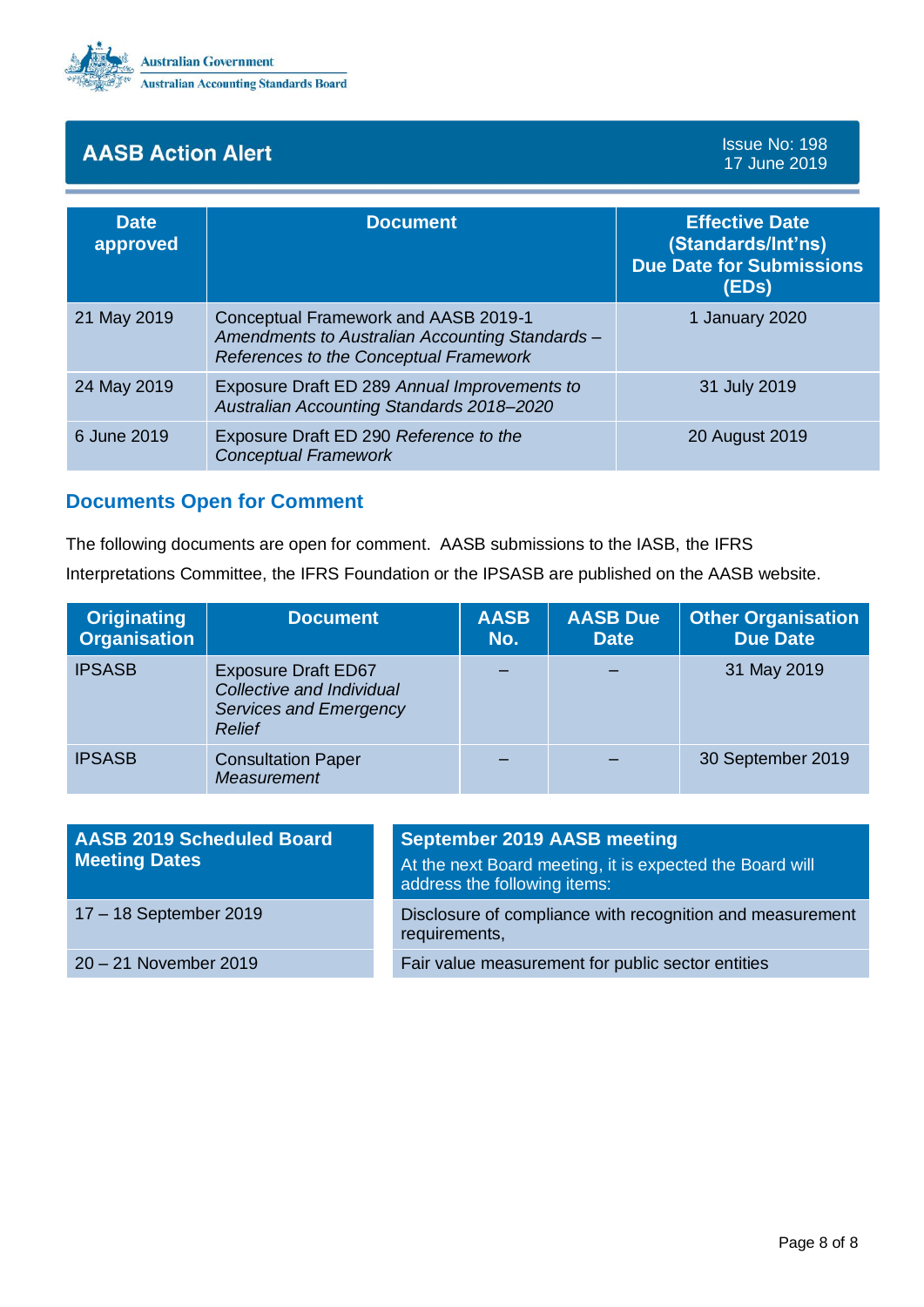Australian Government
Australian Accounting Standards Board

## AASB Action Alert

Issue No: 198
17 June 2019

| Date approved | Document | Effective Date (Standards/Int'ns) Due Date for Submissions (EDs) |
|---|---|---|
| 21 May 2019 | Conceptual Framework and AASB 2019-1 *Amendments to Australian Accounting Standards – References to the Conceptual Framework* | 1 January 2020 |
| 24 May 2019 | Exposure Draft ED 289 *Annual Improvements to Australian Accounting Standards 2018–2020* | 31 July 2019 |
| 6 June 2019 | Exposure Draft ED 290 *Reference to the Conceptual Framework* | 20 August 2019 |

## Documents Open for Comment

The following documents are open for comment. AASB submissions to the IASB, the IFRS Interpretations Committee, the IFRS Foundation or the IPSASB are published on the AASB website.

| Originating Organisation | Document | AASB No. | AASB Due Date | Other Organisation Due Date |
|---|---|---|---|---|
| IPSASB | Exposure Draft ED67 *Collective and Individual Services and Emergency Relief* | – | – | 31 May 2019 |
| IPSASB | Consultation Paper *Measurement* | – | – | 30 September 2019 |

| AASB 2019 Scheduled Board Meeting Dates |
|---|
| 17 – 18 September 2019 |
| 20 – 21 November 2019 |

| September 2019 AASB meeting<br>At the next Board meeting, it is expected the Board will address the following items: |
|---|
| Disclosure of compliance with recognition and measurement requirements, |
| Fair value measurement for public sector entities |